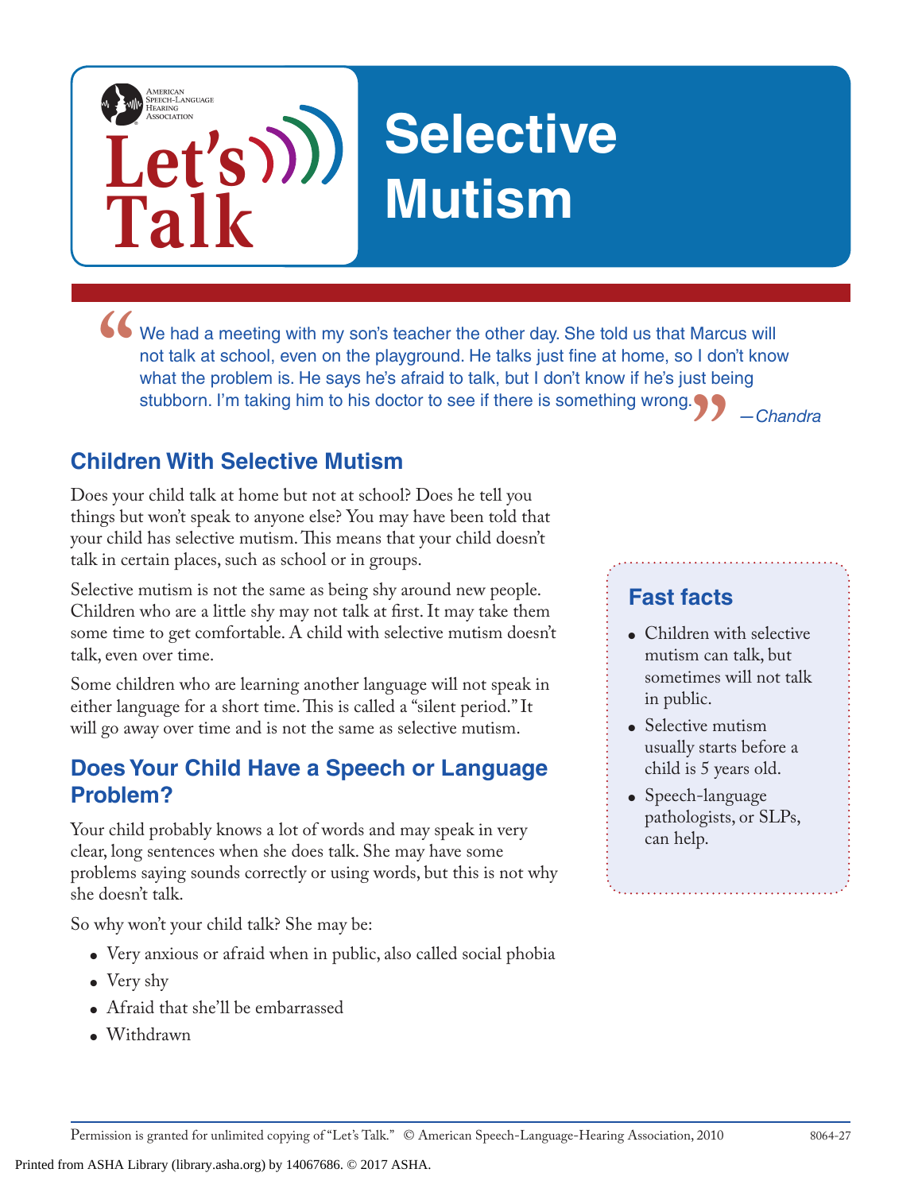# Selective Mutism

> We had a meeting with my son's teacher the other day. She told us that Marcus will not talk at school, even on the playground. He talks just fine at home, so I don't know what the problem is. He says he's afraid to talk, but I don't know if he's just being stubborn. I'm taking him to his doctor to see if there is something wrong.
>
> *—Chandra*

## Children With Selective Mutism

Does your child talk at home but not at school? Does he tell you things but won't speak to anyone else? You may have been told that your child has selective mutism. This means that your child doesn't talk in certain places, such as school or in groups.

Selective mutism is not the same as being shy around new people. Children who are a little shy may not talk at first. It may take them some time to get comfortable. A child with selective mutism doesn't talk, even over time.

Some children who are learning another language will not speak in either language for a short time. This is called a "silent period." It will go away over time and is not the same as selective mutism.

## Does Your Child Have a Speech or Language Problem?

Your child probably knows a lot of words and may speak in very clear, long sentences when she does talk. She may have some problems saying sounds correctly or using words, but this is not why she doesn't talk.

So why won't your child talk? She may be:

- Very anxious or afraid when in public, also called social phobia
- Very shy
- Afraid that she'll be embarrassed
- Withdrawn

### Fast facts

- Children with selective mutism can talk, but sometimes will not talk in public.
- Selective mutism usually starts before a child is 5 years old.
- Speech-language pathologists, or SLPs, can help.

Permission is granted for unlimited copying of "Let's Talk." © American Speech-Language-Hearing Association, 2010 8064-27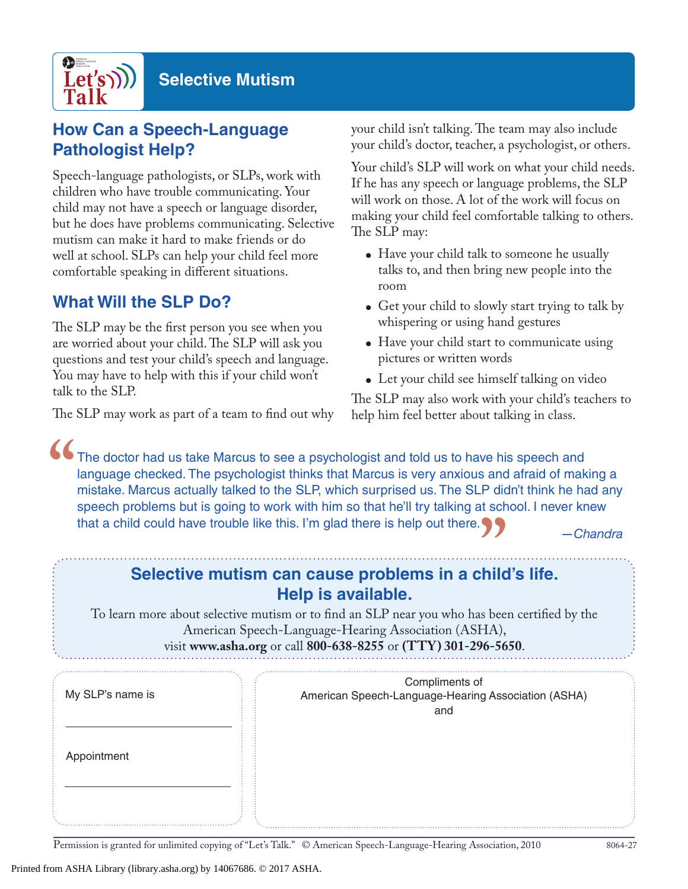# Selective Mutism

## How Can a Speech-Language Pathologist Help?

Speech-language pathologists, or SLPs, work with children who have trouble communicating. Your child may not have a speech or language disorder, but he does have problems communicating. Selective mutism can make it hard to make friends or do well at school. SLPs can help your child feel more comfortable speaking in different situations.

## What Will the SLP Do?

The SLP may be the first person you see when you are worried about your child. The SLP will ask you questions and test your child's speech and language. You may have to help with this if your child won't talk to the SLP.

The SLP may work as part of a team to find out why your child isn't talking. The team may also include your child's doctor, teacher, a psychologist, or others.

Your child's SLP will work on what your child needs. If he has any speech or language problems, the SLP will work on those. A lot of the work will focus on making your child feel comfortable talking to others. The SLP may:

- Have your child talk to someone he usually talks to, and then bring new people into the room
- Get your child to slowly start trying to talk by whispering or using hand gestures
- Have your child start to communicate using pictures or written words
- Let your child see himself talking on video

The SLP may also work with your child's teachers to help him feel better about talking in class.

> "The doctor had us take Marcus to see a psychologist and told us to have his speech and language checked. The psychologist thinks that Marcus is very anxious and afraid of making a mistake. Marcus actually talked to the SLP, which surprised us. The SLP didn't think he had any speech problems but is going to work with him so that he'll try talking at school. I never knew that a child could have trouble like this. I'm glad there is help out there."
>
> *—Chandra*

**Selective mutism can cause problems in a child's life. Help is available.**

To learn more about selective mutism or to find an SLP near you who has been certified by the American Speech-Language-Hearing Association (ASHA), visit **www.asha.org** or call **800-638-8255** or **(TTY) 301-296-5650**.

My SLP's name is

Appointment

Compliments of
American Speech-Language-Hearing Association (ASHA)
and

Permission is granted for unlimited copying of "Let's Talk." © American Speech-Language-Hearing Association, 2010 8064-27